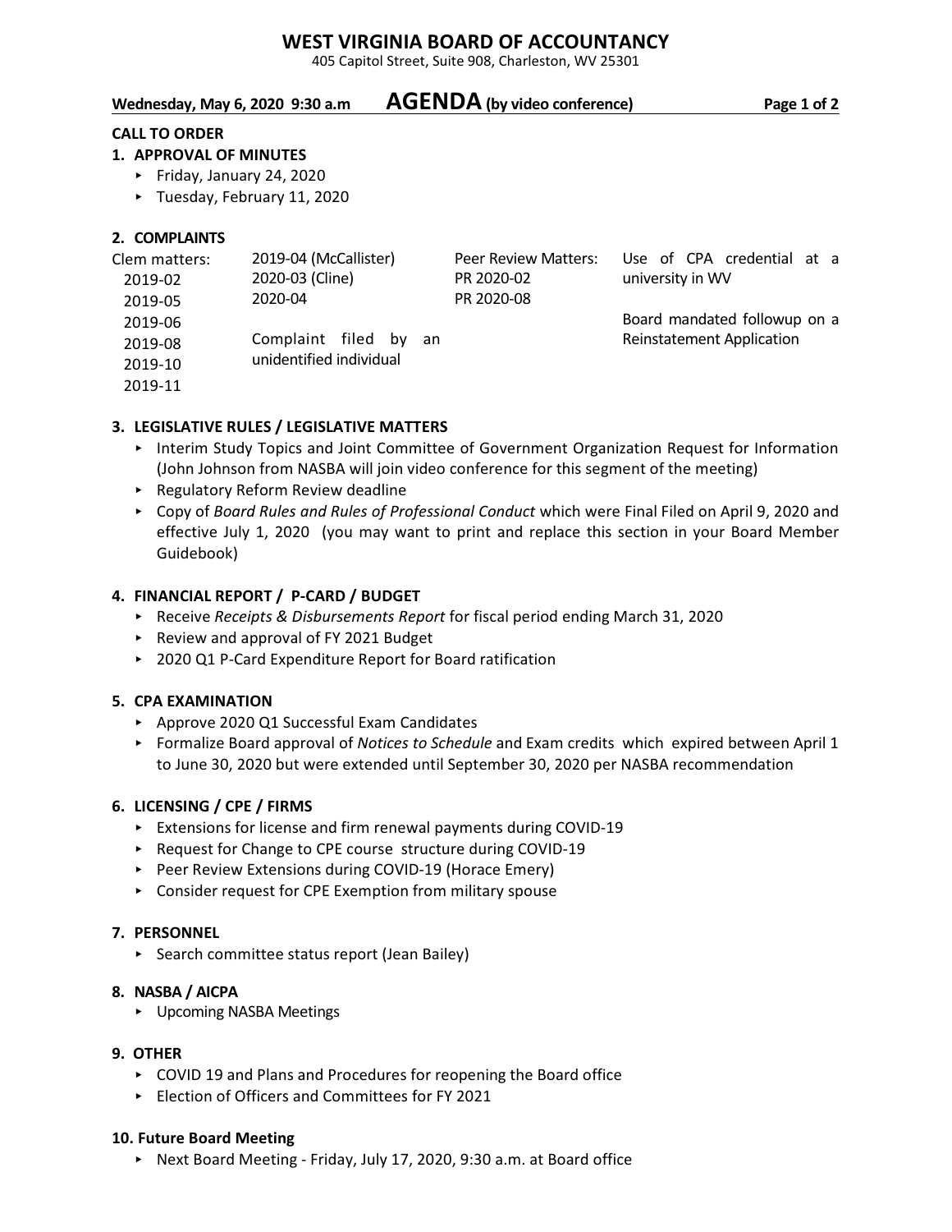# WEST VIRGINIA BOARD OF ACCOUNTANCY

405 Capitol Street, Suite 908, Charleston, WV 25301

**Wednesday, May 6, 2020 9:30 a.m** **AGENDA (by video conference)**

**CALL TO ORDER**

**1. APPROVAL OF MINUTES**

- Friday, January 24, 2020
- Tuesday, February 11, 2020

**2. COMPLAINTS**

Clem matters:
- 2019-02
- 2019-05
- 2019-06
- 2019-08
- 2019-10
- 2019-11

- 2019-04 (McCallister)
- 2020-03 (Cline)
- 2020-04

Complaint filed by an unidentified individual

Peer Review Matters:
- PR 2020-02
- PR 2020-08

Use of CPA credential at a university in WV

Board mandated followup on a Reinstatement Application

**3. LEGISLATIVE RULES / LEGISLATIVE MATTERS**

- Interim Study Topics and Joint Committee of Government Organization Request for Information (John Johnson from NASBA will join video conference for this segment of the meeting)
- Regulatory Reform Review deadline
- Copy of *Board Rules and Rules of Professional Conduct* which were Final Filed on April 9, 2020 and effective July 1, 2020 (you may want to print and replace this section in your Board Member Guidebook)

**4. FINANCIAL REPORT / P-CARD / BUDGET**

- Receive *Receipts & Disbursements Report* for fiscal period ending March 31, 2020
- Review and approval of FY 2021 Budget
- 2020 Q1 P-Card Expenditure Report for Board ratification

**5. CPA EXAMINATION**

- Approve 2020 Q1 Successful Exam Candidates
- Formalize Board approval of *Notices to Schedule* and Exam credits which expired between April 1 to June 30, 2020 but were extended until September 30, 2020 per NASBA recommendation

**6. LICENSING / CPE / FIRMS**

- Extensions for license and firm renewal payments during COVID-19
- Request for Change to CPE course structure during COVID-19
- Peer Review Extensions during COVID-19 (Horace Emery)
- Consider request for CPE Exemption from military spouse

**7. PERSONNEL**

- Search committee status report (Jean Bailey)

**8. NASBA / AICPA**

- Upcoming NASBA Meetings

**9. OTHER**

- COVID 19 and Plans and Procedures for reopening the Board office
- Election of Officers and Committees for FY 2021

**10. Future Board Meeting**

- Next Board Meeting - Friday, July 17, 2020, 9:30 a.m. at Board office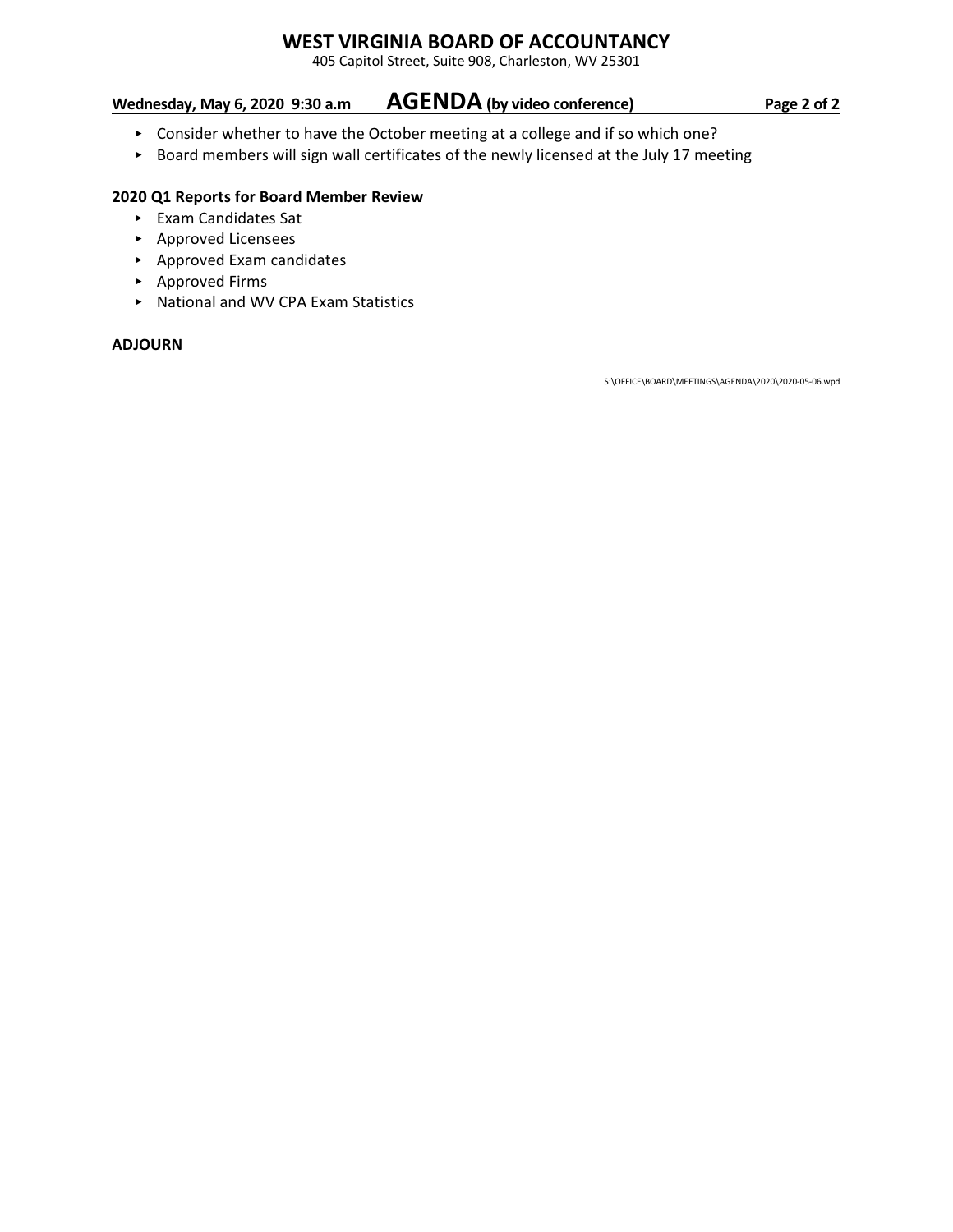- Consider whether to have the October meeting at a college and if so which one?
- Board members will sign wall certificates of the newly licensed at the July 17 meeting

**2020 Q1 Reports for Board Member Review**

- Exam Candidates Sat
- Approved Licensees
- Approved Exam candidates
- Approved Firms
- National and WV CPA Exam Statistics

**ADJOURN**

S:\OFFICE\BOARD\MEETINGS\AGENDA\2020\2020-05-06.wpd